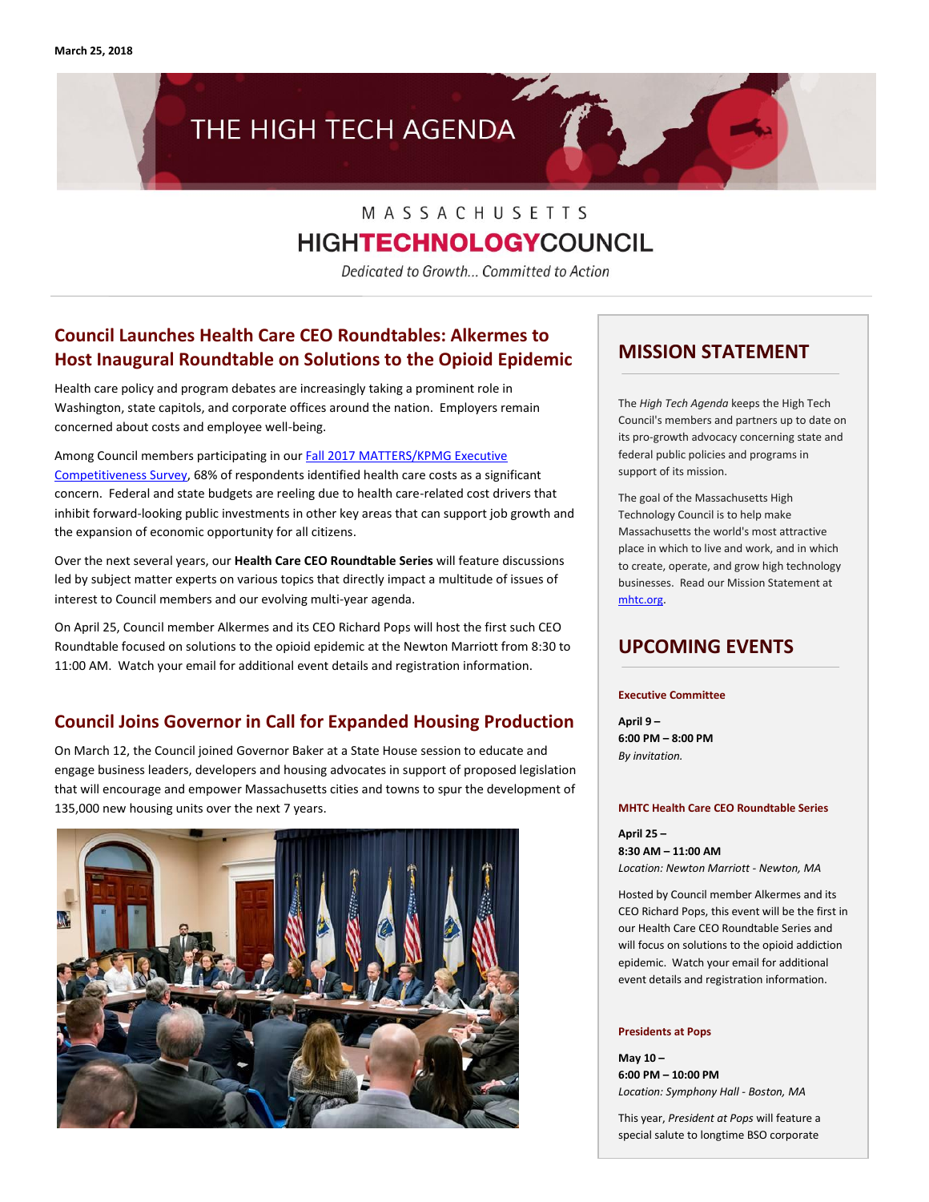March 25, 2018

# THE HIGH TECH AGENDA

MASSACHUSETTS
HIGHTECHNOLOGYCOUNCIL
*Dedicated to Growth... Committed to Action*

## Council Launches Health Care CEO Roundtables: Alkermes to Host Inaugural Roundtable on Solutions to the Opioid Epidemic

Health care policy and program debates are increasingly taking a prominent role in Washington, state capitols, and corporate offices around the nation. Employers remain concerned about costs and employee well-being.

Among Council members participating in our Fall 2017 MATTERS/KPMG Executive Competitiveness Survey, 68% of respondents identified health care costs as a significant concern. Federal and state budgets are reeling due to health care-related cost drivers that inhibit forward-looking public investments in other key areas that can support job growth and the expansion of economic opportunity for all citizens.

Over the next several years, our **Health Care CEO Roundtable Series** will feature discussions led by subject matter experts on various topics that directly impact a multitude of issues of interest to Council members and our evolving multi-year agenda.

On April 25, Council member Alkermes and its CEO Richard Pops will host the first such CEO Roundtable focused on solutions to the opioid epidemic at the Newton Marriott from 8:30 to 11:00 AM. Watch your email for additional event details and registration information.

## Council Joins Governor in Call for Expanded Housing Production

On March 12, the Council joined Governor Baker at a State House session to educate and engage business leaders, developers and housing advocates in support of proposed legislation that will encourage and empower Massachusetts cities and towns to spur the development of 135,000 new housing units over the next 7 years.

## MISSION STATEMENT

The *High Tech Agenda* keeps the High Tech Council's members and partners up to date on its pro-growth advocacy concerning state and federal public policies and programs in support of its mission.

The goal of the Massachusetts High Technology Council is to help make Massachusetts the world's most attractive place in which to live and work, and in which to create, operate, and grow high technology businesses. Read our Mission Statement at mhtc.org.

## UPCOMING EVENTS

**Executive Committee**

**April 9 –**
**6:00 PM – 8:00 PM**
*By invitation.*

**MHTC Health Care CEO Roundtable Series**

**April 25 –**
**8:30 AM – 11:00 AM**
*Location: Newton Marriott - Newton, MA*

Hosted by Council member Alkermes and its CEO Richard Pops, this event will be the first in our Health Care CEO Roundtable Series and will focus on solutions to the opioid addiction epidemic. Watch your email for additional event details and registration information.

**Presidents at Pops**

**May 10 –**
**6:00 PM – 10:00 PM**
*Location: Symphony Hall - Boston, MA*

This year, *President at Pops* will feature a special salute to longtime BSO corporate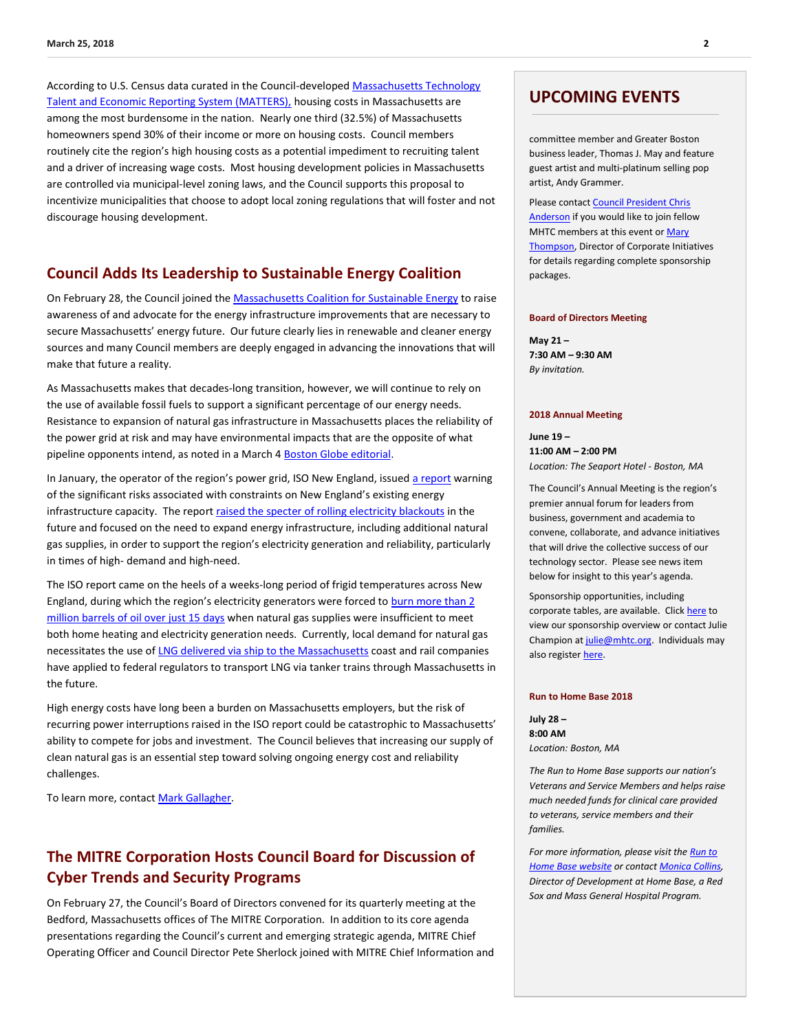According to U.S. Census data curated in the Council-developed Massachusetts Technology Talent and Economic Reporting System (MATTERS), housing costs in Massachusetts are among the most burdensome in the nation. Nearly one third (32.5%) of Massachusetts homeowners spend 30% of their income or more on housing costs. Council members routinely cite the region's high housing costs as a potential impediment to recruiting talent and a driver of increasing wage costs. Most housing development policies in Massachusetts are controlled via municipal-level zoning laws, and the Council supports this proposal to incentivize municipalities that choose to adopt local zoning regulations that will foster and not discourage housing development.

## Council Adds Its Leadership to Sustainable Energy Coalition

On February 28, the Council joined the Massachusetts Coalition for Sustainable Energy to raise awareness of and advocate for the energy infrastructure improvements that are necessary to secure Massachusetts' energy future. Our future clearly lies in renewable and cleaner energy sources and many Council members are deeply engaged in advancing the innovations that will make that future a reality.

As Massachusetts makes that decades-long transition, however, we will continue to rely on the use of available fossil fuels to support a significant percentage of our energy needs. Resistance to expansion of natural gas infrastructure in Massachusetts places the reliability of the power grid at risk and may have environmental impacts that are the opposite of what pipeline opponents intend, as noted in a March 4 Boston Globe editorial.

In January, the operator of the region's power grid, ISO New England, issued a report warning of the significant risks associated with constraints on New England's existing energy infrastructure capacity. The report raised the specter of rolling electricity blackouts in the future and focused on the need to expand energy infrastructure, including additional natural gas supplies, in order to support the region's electricity generation and reliability, particularly in times of high- demand and high-need.

The ISO report came on the heels of a weeks-long period of frigid temperatures across New England, during which the region's electricity generators were forced to burn more than 2 million barrels of oil over just 15 days when natural gas supplies were insufficient to meet both home heating and electricity generation needs. Currently, local demand for natural gas necessitates the use of LNG delivered via ship to the Massachusetts coast and rail companies have applied to federal regulators to transport LNG via tanker trains through Massachusetts in the future.

High energy costs have long been a burden on Massachusetts employers, but the risk of recurring power interruptions raised in the ISO report could be catastrophic to Massachusetts' ability to compete for jobs and investment. The Council believes that increasing our supply of clean natural gas is an essential step toward solving ongoing energy cost and reliability challenges.

To learn more, contact Mark Gallagher.

## The MITRE Corporation Hosts Council Board for Discussion of Cyber Trends and Security Programs

On February 27, the Council's Board of Directors convened for its quarterly meeting at the Bedford, Massachusetts offices of The MITRE Corporation. In addition to its core agenda presentations regarding the Council's current and emerging strategic agenda, MITRE Chief Operating Officer and Council Director Pete Sherlock joined with MITRE Chief Information and

## UPCOMING EVENTS

committee member and Greater Boston business leader, Thomas J. May and feature guest artist and multi-platinum selling pop artist, Andy Grammer.

Please contact Council President Chris Anderson if you would like to join fellow MHTC members at this event or Mary Thompson, Director of Corporate Initiatives for details regarding complete sponsorship packages.

### Board of Directors Meeting

**May 21 –**
**7:30 AM – 9:30 AM**
*By invitation.*

### 2018 Annual Meeting

**June 19 –**
**11:00 AM – 2:00 PM**
*Location: The Seaport Hotel - Boston, MA*

The Council's Annual Meeting is the region's premier annual forum for leaders from business, government and academia to convene, collaborate, and advance initiatives that will drive the collective success of our technology sector. Please see news item below for insight to this year's agenda.

Sponsorship opportunities, including corporate tables, are available. Click here to view our sponsorship overview or contact Julie Champion at julie@mhtc.org. Individuals may also register here.

### Run to Home Base 2018

**July 28 –**
**8:00 AM**
*Location: Boston, MA*

*The Run to Home Base supports our nation's Veterans and Service Members and helps raise much needed funds for clinical care provided to veterans, service members and their families.*

*For more information, please visit the Run to Home Base website or contact Monica Collins, Director of Development at Home Base, a Red Sox and Mass General Hospital Program.*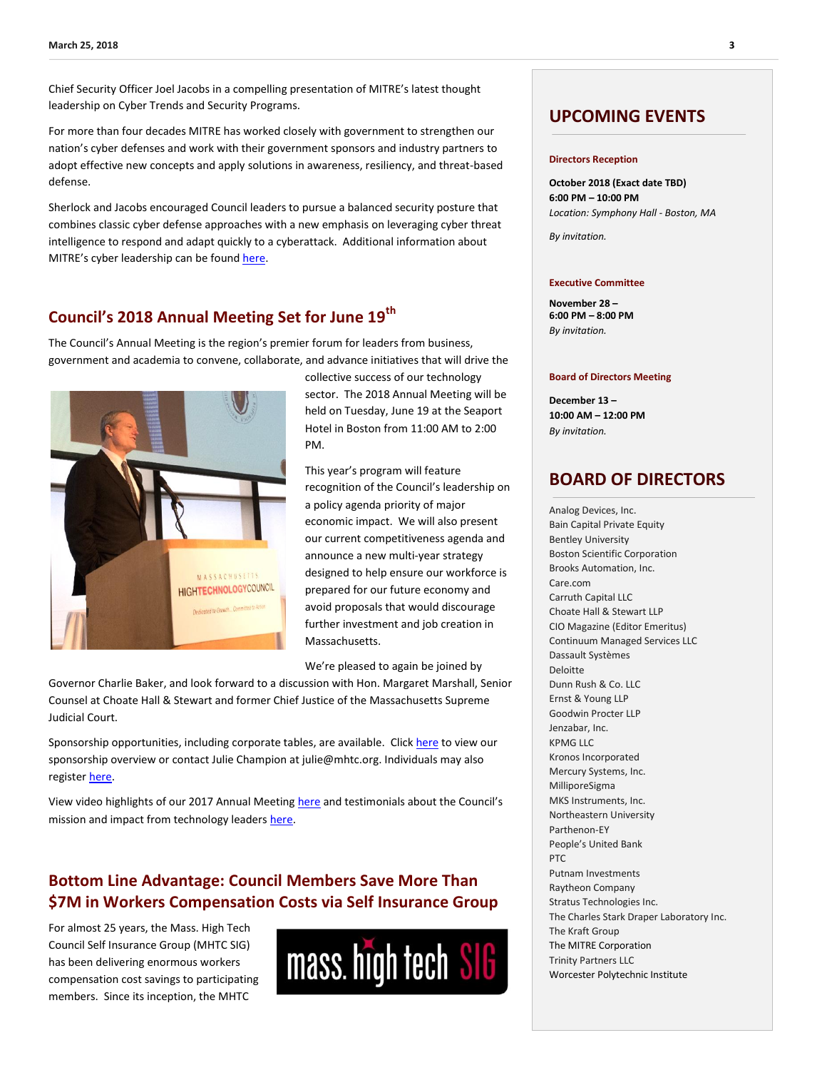Chief Security Officer Joel Jacobs in a compelling presentation of MITRE's latest thought leadership on Cyber Trends and Security Programs.

For more than four decades MITRE has worked closely with government to strengthen our nation's cyber defenses and work with their government sponsors and industry partners to adopt effective new concepts and apply solutions in awareness, resiliency, and threat-based defense.

Sherlock and Jacobs encouraged Council leaders to pursue a balanced security posture that combines classic cyber defense approaches with a new emphasis on leveraging cyber threat intelligence to respond and adapt quickly to a cyberattack. Additional information about MITRE's cyber leadership can be found here.

## Council's 2018 Annual Meeting Set for June 19th

The Council's Annual Meeting is the region's premier forum for leaders from business, government and academia to convene, collaborate, and advance initiatives that will drive the collective success of our technology sector. The 2018 Annual Meeting will be held on Tuesday, June 19 at the Seaport Hotel in Boston from 11:00 AM to 2:00 PM.

This year's program will feature recognition of the Council's leadership on a policy agenda priority of major economic impact. We will also present our current competitiveness agenda and announce a new multi-year strategy designed to help ensure our workforce is prepared for our future economy and avoid proposals that would discourage further investment and job creation in Massachusetts.

We're pleased to again be joined by Governor Charlie Baker, and look forward to a discussion with Hon. Margaret Marshall, Senior Counsel at Choate Hall & Stewart and former Chief Justice of the Massachusetts Supreme Judicial Court.

Sponsorship opportunities, including corporate tables, are available. Click here to view our sponsorship overview or contact Julie Champion at julie@mhtc.org. Individuals may also register here.

View video highlights of our 2017 Annual Meeting here and testimonials about the Council's mission and impact from technology leaders here.

## Bottom Line Advantage: Council Members Save More Than $7M in Workers Compensation Costs via Self Insurance Group

For almost 25 years, the Mass. High Tech Council Self Insurance Group (MHTC SIG) has been delivering enormous workers compensation cost savings to participating members. Since its inception, the MHTC

## UPCOMING EVENTS

**Directors Reception**

**October 2018 (Exact date TBD)**
**6:00 PM – 10:00 PM**
*Location: Symphony Hall - Boston, MA*

*By invitation.*

**Executive Committee**

**November 28 –**
**6:00 PM – 8:00 PM**
*By invitation.*

**Board of Directors Meeting**

**December 13 –**
**10:00 AM – 12:00 PM**
*By invitation.*

## BOARD OF DIRECTORS

Analog Devices, Inc.
Bain Capital Private Equity
Bentley University
Boston Scientific Corporation
Brooks Automation, Inc.
Care.com
Carruth Capital LLC
Choate Hall & Stewart LLP
CIO Magazine (Editor Emeritus)
Continuum Managed Services LLC
Dassault Systèmes
Deloitte
Dunn Rush & Co. LLC
Ernst & Young LLP
Goodwin Procter LLP
Jenzabar, Inc.
KPMG LLC
Kronos Incorporated
Mercury Systems, Inc.
MilliporeSigma
MKS Instruments, Inc.
Northeastern University
Parthenon-EY
People's United Bank
PTC
Putnam Investments
Raytheon Company
Stratus Technologies Inc.
The Charles Stark Draper Laboratory Inc.
The Kraft Group
The MITRE Corporation
Trinity Partners LLC
Worcester Polytechnic Institute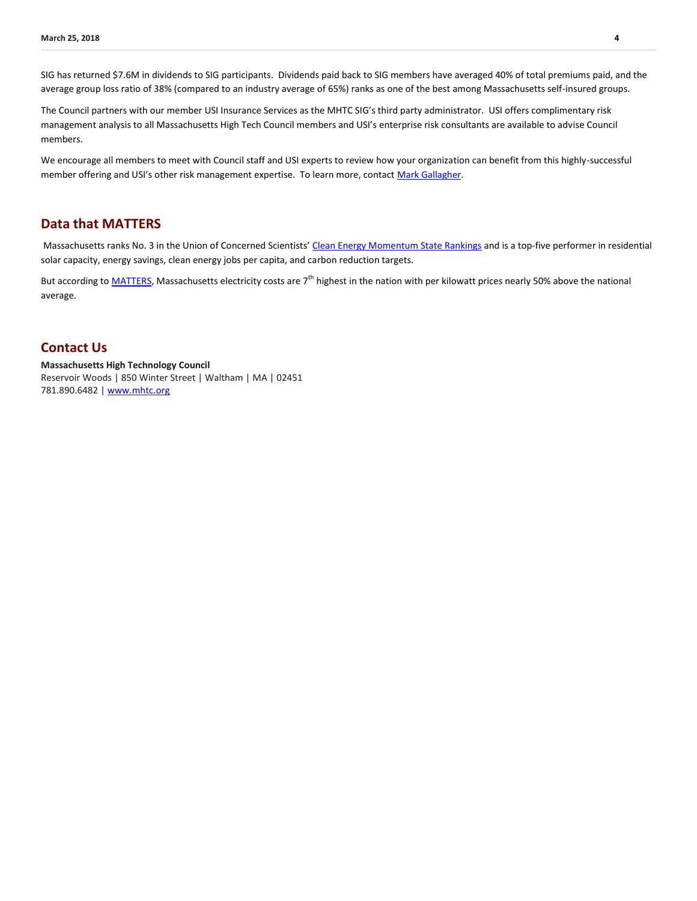SIG has returned $7.6M in dividends to SIG participants. Dividends paid back to SIG members have averaged 40% of total premiums paid, and the average group loss ratio of 38% (compared to an industry average of 65%) ranks as one of the best among Massachusetts self-insured groups.

The Council partners with our member USI Insurance Services as the MHTC SIG's third party administrator. USI offers complimentary risk management analysis to all Massachusetts High Tech Council members and USI's enterprise risk consultants are available to advise Council members.

We encourage all members to meet with Council staff and USI experts to review how your organization can benefit from this highly-successful member offering and USI's other risk management expertise. To learn more, contact Mark Gallagher.

## Data that MATTERS

Massachusetts ranks No. 3 in the Union of Concerned Scientists' Clean Energy Momentum State Rankings and is a top-five performer in residential solar capacity, energy savings, clean energy jobs per capita, and carbon reduction targets.

But according to MATTERS, Massachusetts electricity costs are 7th highest in the nation with per kilowatt prices nearly 50% above the national average.

## Contact Us

**Massachusetts High Technology Council**
Reservoir Woods | 850 Winter Street | Waltham | MA | 02451
781.890.6482 | www.mhtc.org